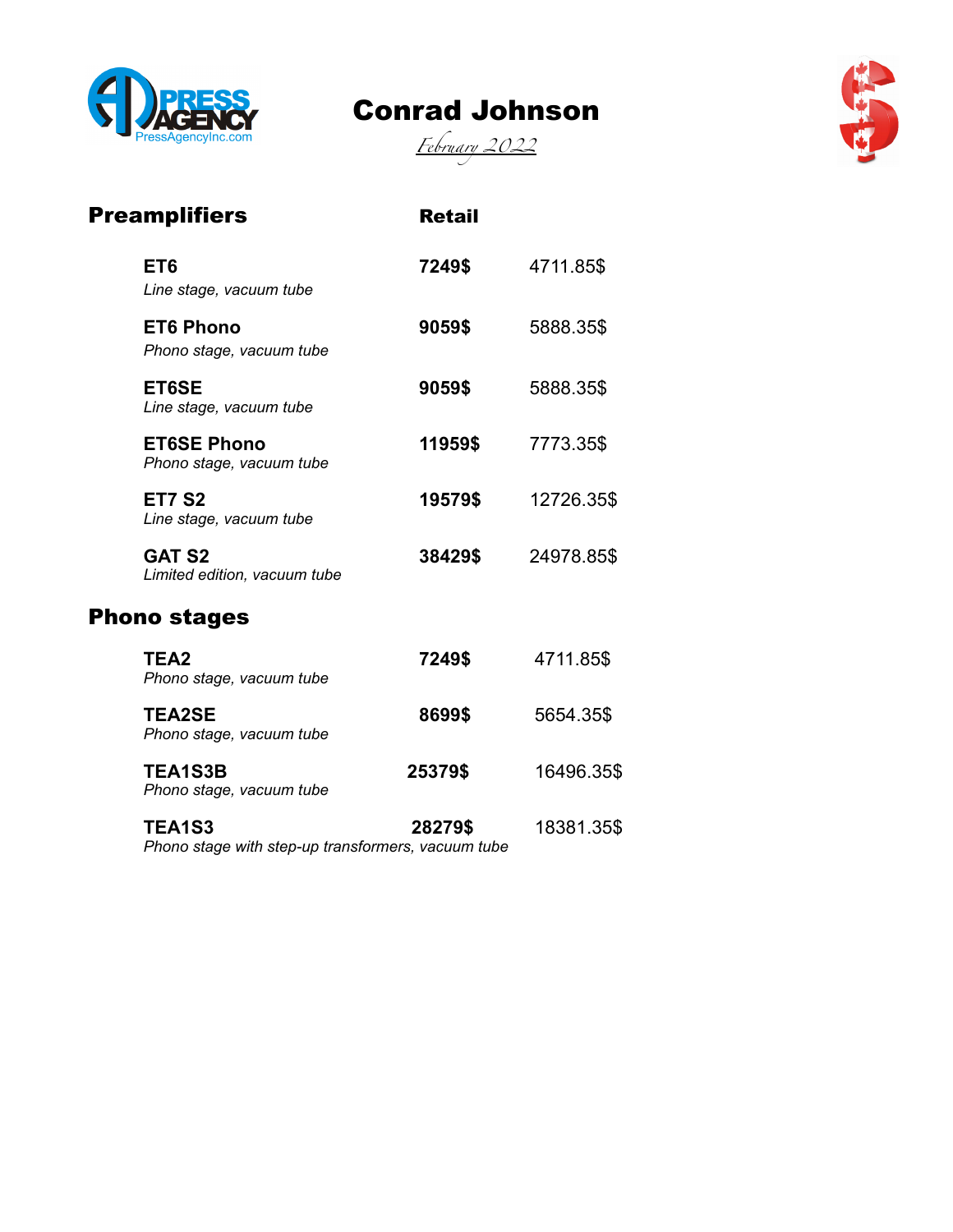# Conrad Johnson

*February 2022*

## Preamplifiers

| | Retail | |
|---|---|---|
| **ET6**<br>*Line stage, vacuum tube* | **7249$** | 4711.85$ |
| **ET6 Phono**<br>*Phono stage, vacuum tube* | **9059$** | 5888.35$ |
| **ET6SE**<br>*Line stage, vacuum tube* | **9059$** | 5888.35$ |
| **ET6SE Phono**<br>*Phono stage, vacuum tube* | **11959$** | 7773.35$ |
| **ET7 S2**<br>*Line stage, vacuum tube* | **19579$** | 12726.35$ |
| **GAT S2**<br>*Limited edition, vacuum tube* | **38429$** | 24978.85$ |

## Phono stages

| | | |
|---|---|---|
| **TEA2**<br>*Phono stage, vacuum tube* | **7249$** | 4711.85$ |
| **TEA2SE**<br>*Phono stage, vacuum tube* | **8699$** | 5654.35$ |
| **TEA1S3B**<br>*Phono stage, vacuum tube* | **25379$** | 16496.35$ |
| **TEA1S3**<br>*Phono stage with step-up transformers, vacuum tube* | **28279$** | 18381.35$ |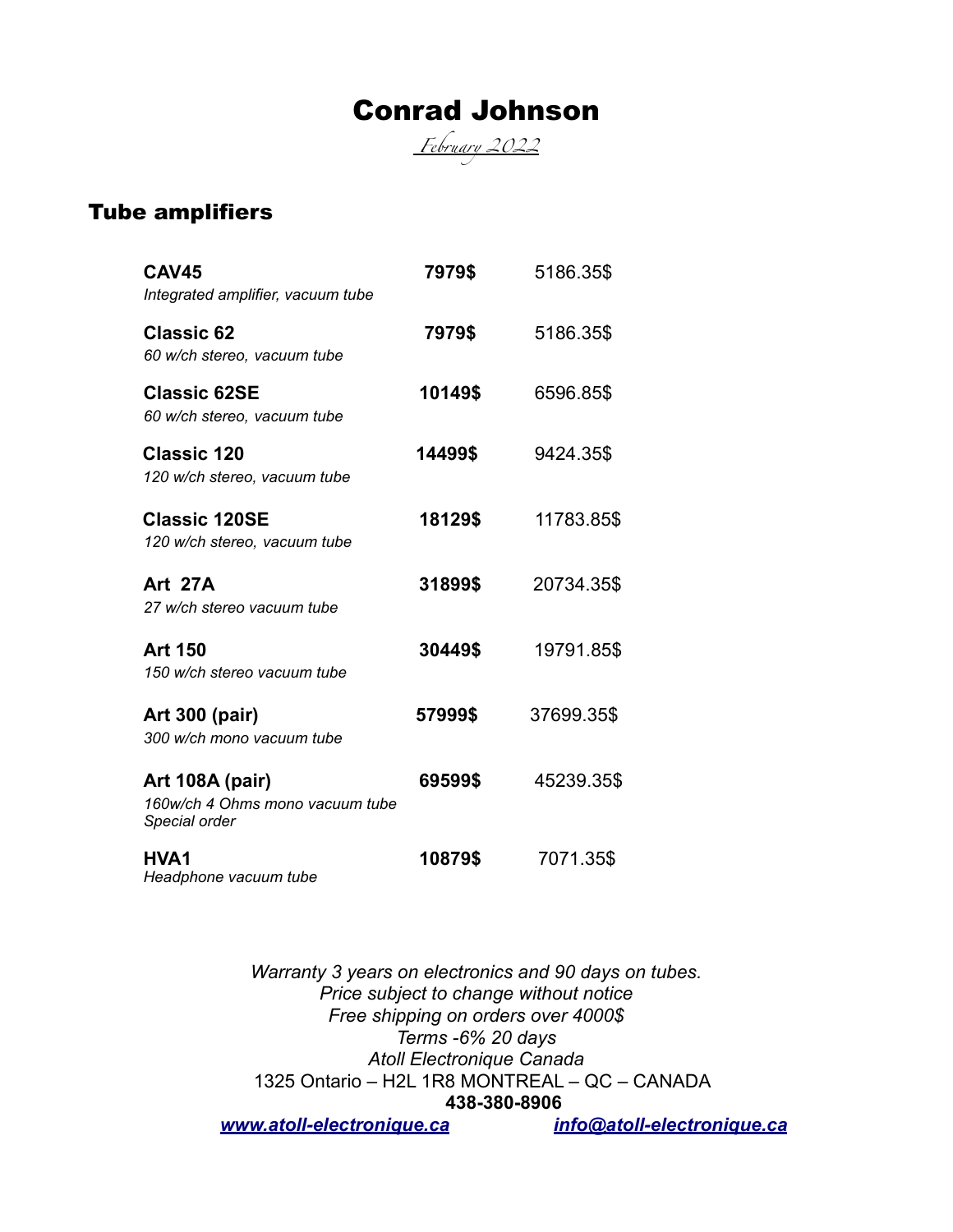# Conrad Johnson

*February 2022*

## Tube amplifiers

| | | |
|---|---|---|
| **CAV45**<br>*Integrated amplifier, vacuum tube* | **7979$** | 5186.35$ |
| **Classic 62**<br>*60 w/ch stereo, vacuum tube* | **7979$** | 5186.35$ |
| **Classic 62SE**<br>*60 w/ch stereo, vacuum tube* | **10149$** | 6596.85$ |
| **Classic 120**<br>*120 w/ch stereo, vacuum tube* | **14499$** | 9424.35$ |
| **Classic 120SE**<br>*120 w/ch stereo, vacuum tube* | **18129$** | 11783.85$ |
| **Art 27A**<br>*27 w/ch stereo vacuum tube* | **31899$** | 20734.35$ |
| **Art 150**<br>*150 w/ch stereo vacuum tube* | **30449$** | 19791.85$ |
| **Art 300 (pair)**<br>*300 w/ch mono vacuum tube* | **57999$** | 37699.35$ |
| **Art 108A (pair)**<br>*160w/ch 4 Ohms mono vacuum tube*<br>*Special order* | **69599$** | 45239.35$ |
| **HVA1**<br>*Headphone vacuum tube* | **10879$** | 7071.35$ |

*Warranty 3 years on electronics and 90 days on tubes.*
*Price subject to change without notice*
*Free shipping on orders over 4000$*
*Terms -6% 20 days*
*Atoll Electronique Canada*
1325 Ontario – H2L 1R8 MONTREAL – QC – CANADA
**438-380-8906**
***www.atoll-electronique.ca*** ***info@atoll-electronique.ca***